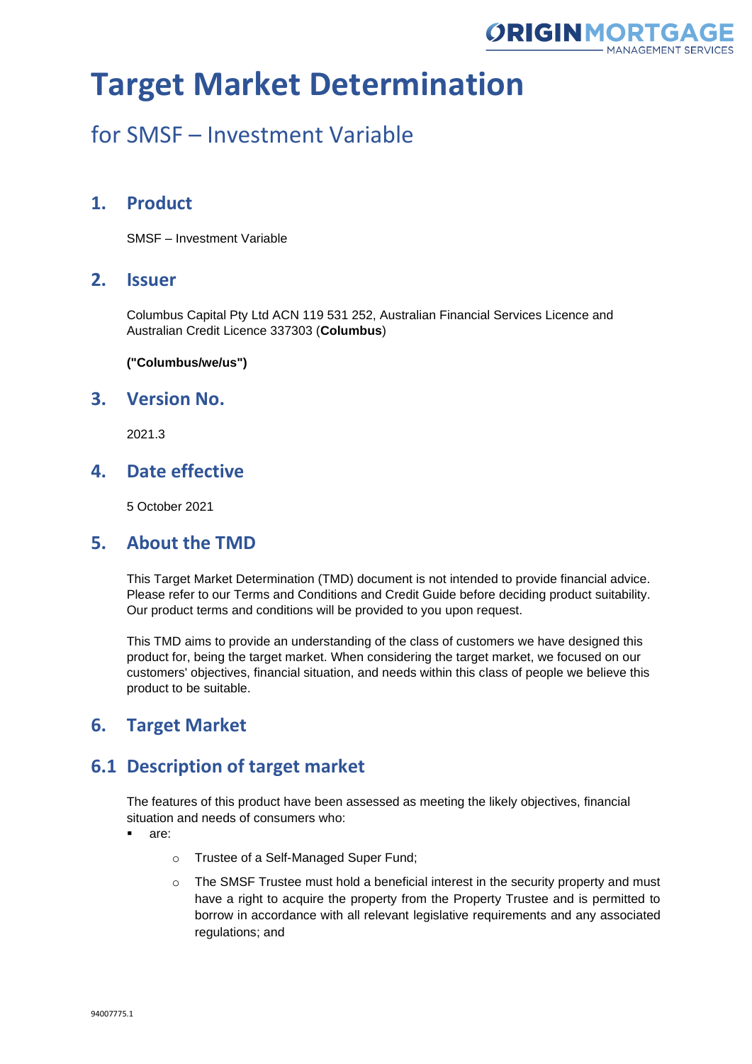# Target Market Determination

## for SMSF – Investment Variable

## 1. Product

SMSF – Investment Variable

## 2. Issuer

Columbus Capital Pty Ltd ACN 119 531 252, Australian Financial Services Licence and Australian Credit Licence 337303 (**Columbus**)

**("Columbus/we/us")**

## 3. Version No.

2021.3

## 4. Date effective

5 October 2021

## 5. About the TMD

This Target Market Determination (TMD) document is not intended to provide financial advice. Please refer to our Terms and Conditions and Credit Guide before deciding product suitability. Our product terms and conditions will be provided to you upon request.

This TMD aims to provide an understanding of the class of customers we have designed this product for, being the target market. When considering the target market, we focused on our customers' objectives, financial situation, and needs within this class of people we believe this product to be suitable.

## 6. Target Market

## 6.1 Description of target market

The features of this product have been assessed as meeting the likely objectives, financial situation and needs of consumers who:

- are:
  - Trustee of a Self-Managed Super Fund;
  - The SMSF Trustee must hold a beneficial interest in the security property and must have a right to acquire the property from the Property Trustee and is permitted to borrow in accordance with all relevant legislative requirements and any associated regulations; and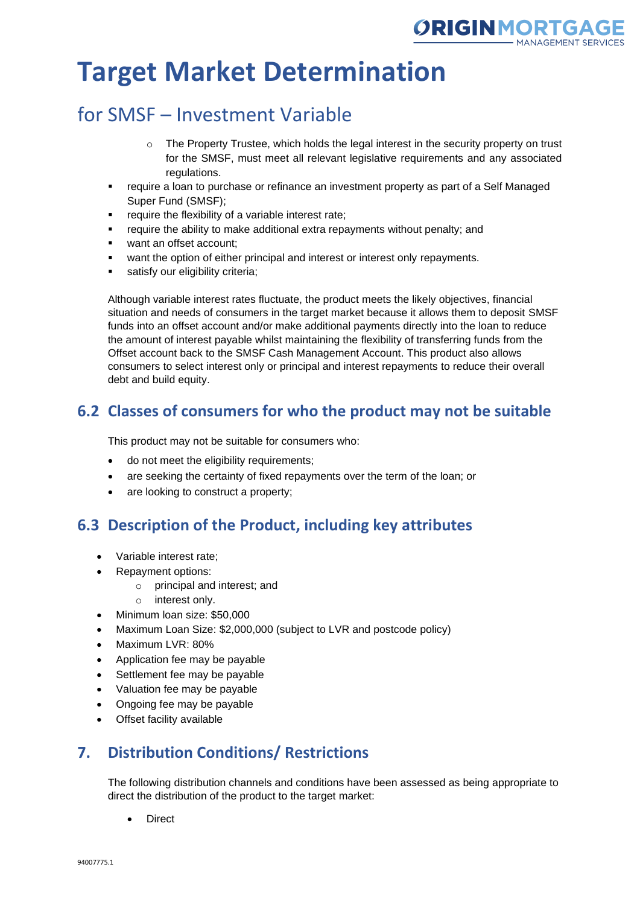# Target Market Determination

## for SMSF – Investment Variable

  - The Property Trustee, which holds the legal interest in the security property on trust for the SMSF, must meet all relevant legislative requirements and any associated regulations.
- require a loan to purchase or refinance an investment property as part of a Self Managed Super Fund (SMSF);
- require the flexibility of a variable interest rate;
- require the ability to make additional extra repayments without penalty; and
- want an offset account;
- want the option of either principal and interest or interest only repayments.
- satisfy our eligibility criteria;

Although variable interest rates fluctuate, the product meets the likely objectives, financial situation and needs of consumers in the target market because it allows them to deposit SMSF funds into an offset account and/or make additional payments directly into the loan to reduce the amount of interest payable whilst maintaining the flexibility of transferring funds from the Offset account back to the SMSF Cash Management Account. This product also allows consumers to select interest only or principal and interest repayments to reduce their overall debt and build equity.

## 6.2 Classes of consumers for who the product may not be suitable

This product may not be suitable for consumers who:

- do not meet the eligibility requirements;
- are seeking the certainty of fixed repayments over the term of the loan; or
- are looking to construct a property;

## 6.3 Description of the Product, including key attributes

- Variable interest rate;
- Repayment options:
  - principal and interest; and
  - interest only.
- Minimum loan size: $50,000
- Maximum Loan Size: $2,000,000 (subject to LVR and postcode policy)
- Maximum LVR: 80%
- Application fee may be payable
- Settlement fee may be payable
- Valuation fee may be payable
- Ongoing fee may be payable
- Offset facility available

## 7. Distribution Conditions/ Restrictions

The following distribution channels and conditions have been assessed as being appropriate to direct the distribution of the product to the target market:

- Direct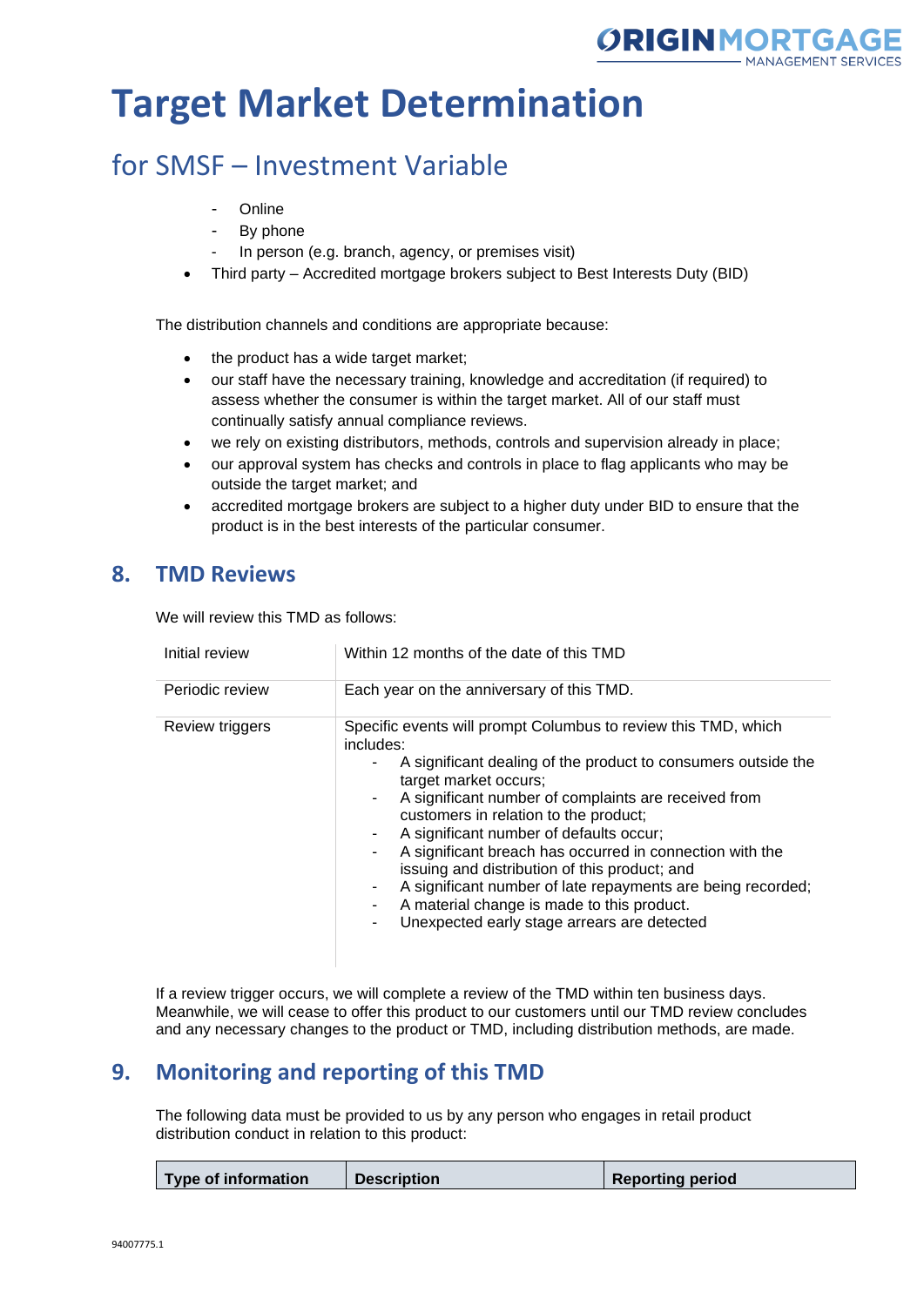# Target Market Determination

## for SMSF – Investment Variable

- Online
- By phone
- In person (e.g. branch, agency, or premises visit)

- Third party – Accredited mortgage brokers subject to Best Interests Duty (BID)

The distribution channels and conditions are appropriate because:

- the product has a wide target market;
- our staff have the necessary training, knowledge and accreditation (if required) to assess whether the consumer is within the target market. All of our staff must continually satisfy annual compliance reviews.
- we rely on existing distributors, methods, controls and supervision already in place;
- our approval system has checks and controls in place to flag applicants who may be outside the target market; and
- accredited mortgage brokers are subject to a higher duty under BID to ensure that the product is in the best interests of the particular consumer.

## 8. TMD Reviews

We will review this TMD as follows:

| | |
|---|---|
| Initial review | Within 12 months of the date of this TMD |
| Periodic review | Each year on the anniversary of this TMD. |
| Review triggers | Specific events will prompt Columbus to review this TMD, which includes:<br>- A significant dealing of the product to consumers outside the target market occurs;<br>- A significant number of complaints are received from customers in relation to the product;<br>- A significant number of defaults occur;<br>- A significant breach has occurred in connection with the issuing and distribution of this product; and<br>- A significant number of late repayments are being recorded;<br>- A material change is made to this product.<br>- Unexpected early stage arrears are detected |

If a review trigger occurs, we will complete a review of the TMD within ten business days. Meanwhile, we will cease to offer this product to our customers until our TMD review concludes and any necessary changes to the product or TMD, including distribution methods, are made.

## 9. Monitoring and reporting of this TMD

The following data must be provided to us by any person who engages in retail product distribution conduct in relation to this product:

| Type of information | Description | Reporting period |
|---|---|---|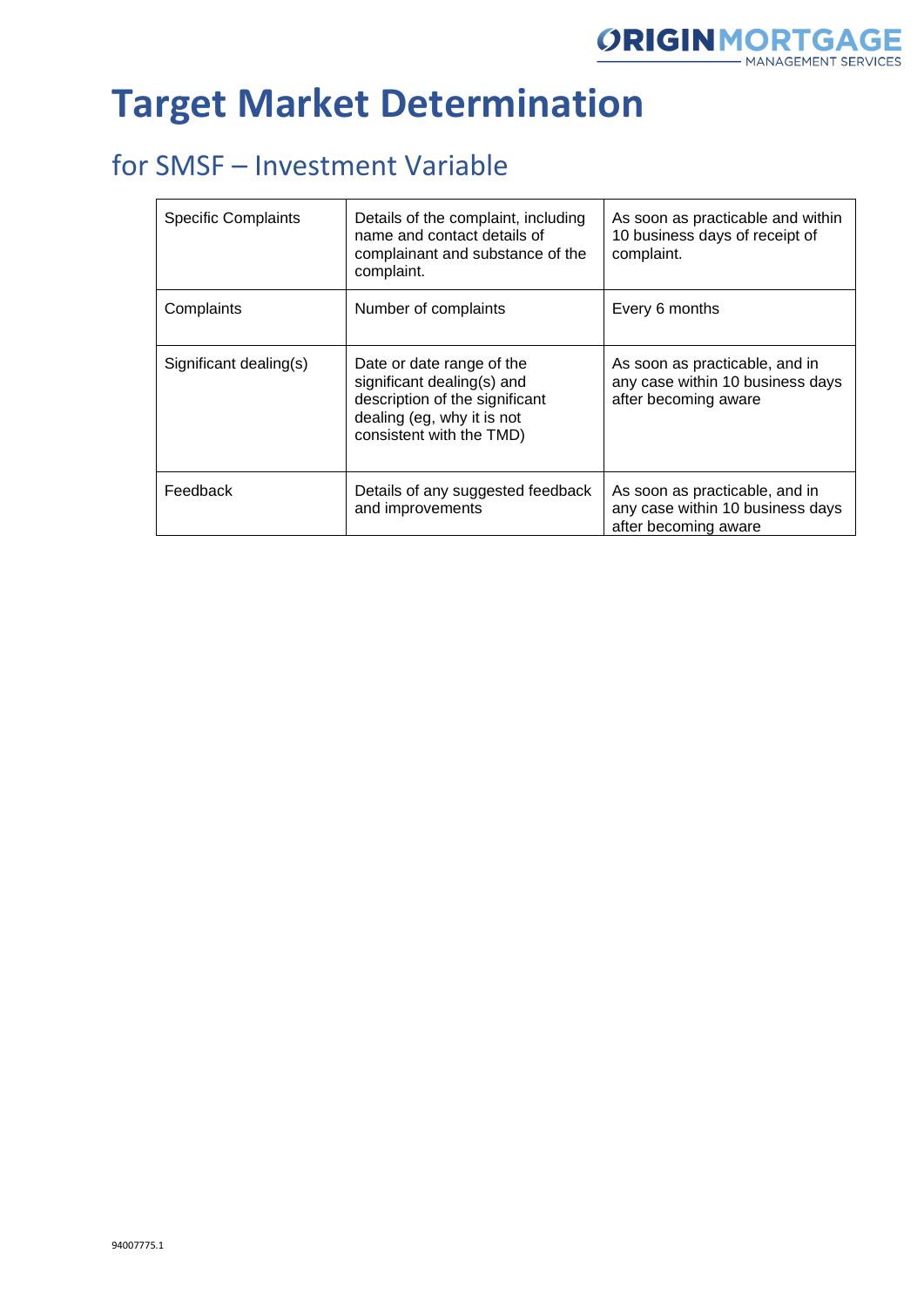# Target Market Determination

## for SMSF – Investment Variable

| | | |
|---|---|---|
| Specific Complaints | Details of the complaint, including name and contact details of complainant and substance of the complaint. | As soon as practicable and within 10 business days of receipt of complaint. |
| Complaints | Number of complaints | Every 6 months |
| Significant dealing(s) | Date or date range of the significant dealing(s) and description of the significant dealing (eg, why it is not consistent with the TMD) | As soon as practicable, and in any case within 10 business days after becoming aware |
| Feedback | Details of any suggested feedback and improvements | As soon as practicable, and in any case within 10 business days after becoming aware |

94007775.1